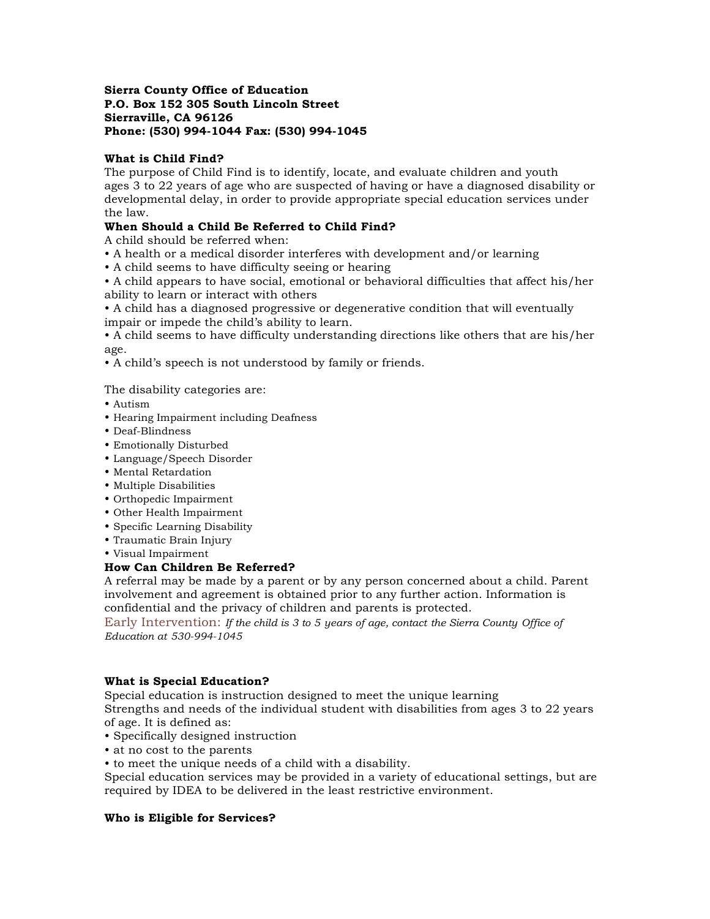**Sierra County Office of Education**
**P.O. Box 152 305 South Lincoln Street**
**Sierraville, CA 96126**
**Phone: (530) 994-1044 Fax: (530) 994-1045**

**What is Child Find?**

The purpose of Child Find is to identify, locate, and evaluate children and youth ages 3 to 22 years of age who are suspected of having or have a diagnosed disability or developmental delay, in order to provide appropriate special education services under the law.

**When Should a Child Be Referred to Child Find?**

A child should be referred when:

- A health or a medical disorder interferes with development and/or learning
- A child seems to have difficulty seeing or hearing
- A child appears to have social, emotional or behavioral difficulties that affect his/her ability to learn or interact with others
- A child has a diagnosed progressive or degenerative condition that will eventually impair or impede the child's ability to learn.
- A child seems to have difficulty understanding directions like others that are his/her age.
- A child's speech is not understood by family or friends.

The disability categories are:

- Autism
- Hearing Impairment including Deafness
- Deaf-Blindness
- Emotionally Disturbed
- Language/Speech Disorder
- Mental Retardation
- Multiple Disabilities
- Orthopedic Impairment
- Other Health Impairment
- Specific Learning Disability
- Traumatic Brain Injury
- Visual Impairment

**How Can Children Be Referred?**

A referral may be made by a parent or by any person concerned about a child. Parent involvement and agreement is obtained prior to any further action. Information is confidential and the privacy of children and parents is protected.

Early Intervention: *If the child is 3 to 5 years of age, contact the Sierra County Office of Education at 530-994-1045*

**What is Special Education?**

Special education is instruction designed to meet the unique learning Strengths and needs of the individual student with disabilities from ages 3 to 22 years of age. It is defined as:

- Specifically designed instruction
- at no cost to the parents
- to meet the unique needs of a child with a disability.

Special education services may be provided in a variety of educational settings, but are required by IDEA to be delivered in the least restrictive environment.

**Who is Eligible for Services?**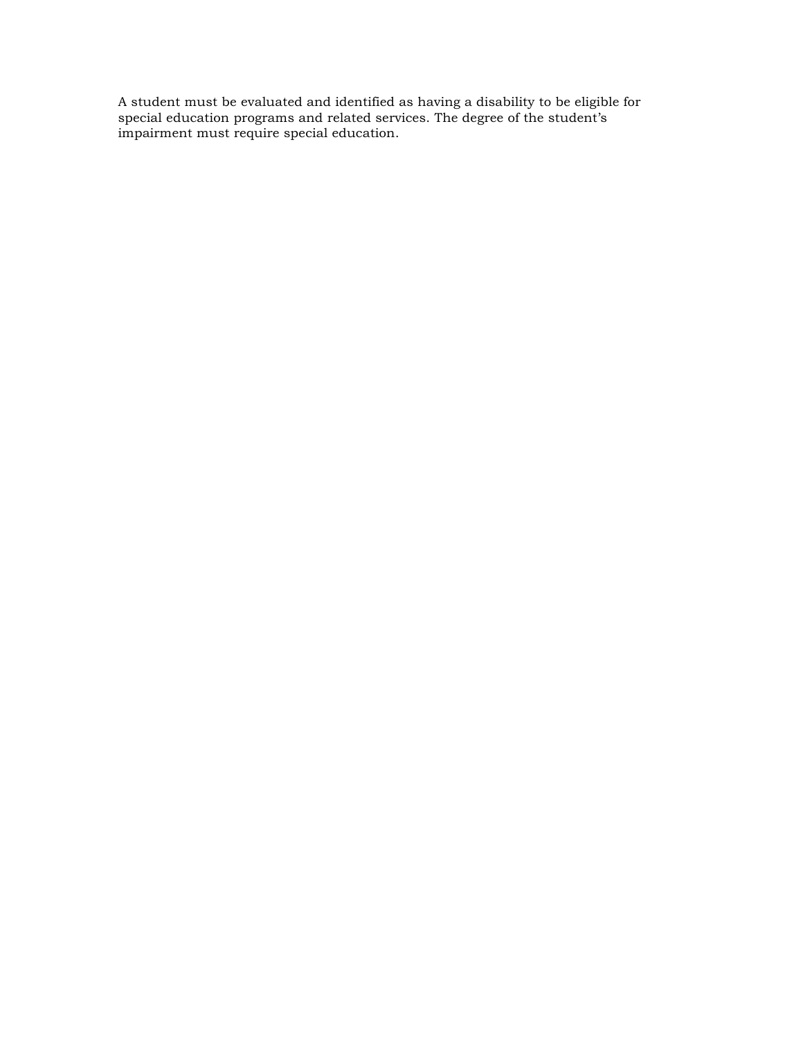A student must be evaluated and identified as having a disability to be eligible for special education programs and related services. The degree of the student's impairment must require special education.